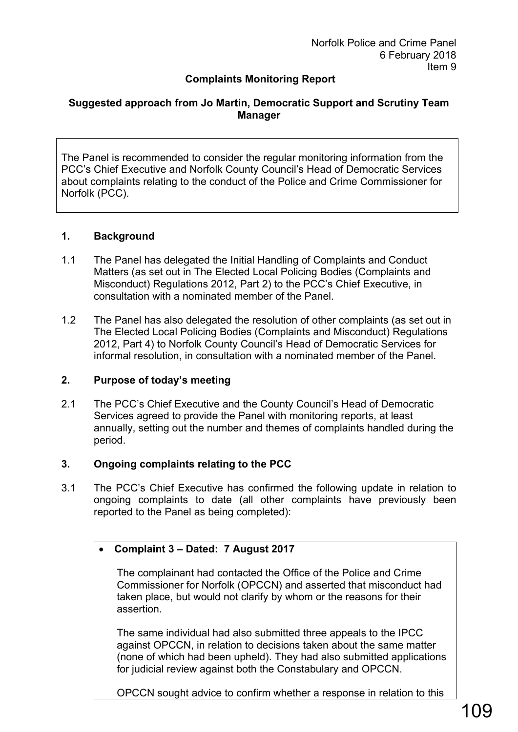Norfolk Police and Crime Panel
6 February 2018
Item 9

**Complaints Monitoring Report**

**Suggested approach from Jo Martin, Democratic Support and Scrutiny Team Manager**

> The Panel is recommended to consider the regular monitoring information from the PCC's Chief Executive and Norfolk County Council's Head of Democratic Services about complaints relating to the conduct of the Police and Crime Commissioner for Norfolk (PCC).

## 1. Background

1.1 The Panel has delegated the Initial Handling of Complaints and Conduct Matters (as set out in The Elected Local Policing Bodies (Complaints and Misconduct) Regulations 2012, Part 2) to the PCC's Chief Executive, in consultation with a nominated member of the Panel.

1.2 The Panel has also delegated the resolution of other complaints (as set out in The Elected Local Policing Bodies (Complaints and Misconduct) Regulations 2012, Part 4) to Norfolk County Council's Head of Democratic Services for informal resolution, in consultation with a nominated member of the Panel.

## 2. Purpose of today's meeting

2.1 The PCC's Chief Executive and the County Council's Head of Democratic Services agreed to provide the Panel with monitoring reports, at least annually, setting out the number and themes of complaints handled during the period.

## 3. Ongoing complaints relating to the PCC

3.1 The PCC's Chief Executive has confirmed the following update in relation to ongoing complaints to date (all other complaints have previously been reported to the Panel as being completed):

- **Complaint 3 – Dated: 7 August 2017**

  The complainant had contacted the Office of the Police and Crime Commissioner for Norfolk (OPCCN) and asserted that misconduct had taken place, but would not clarify by whom or the reasons for their assertion.

  The same individual had also submitted three appeals to the IPCC against OPCCN, in relation to decisions taken about the same matter (none of which had been upheld). They had also submitted applications for judicial review against both the Constabulary and OPCCN.

  OPCCN sought advice to confirm whether a response in relation to this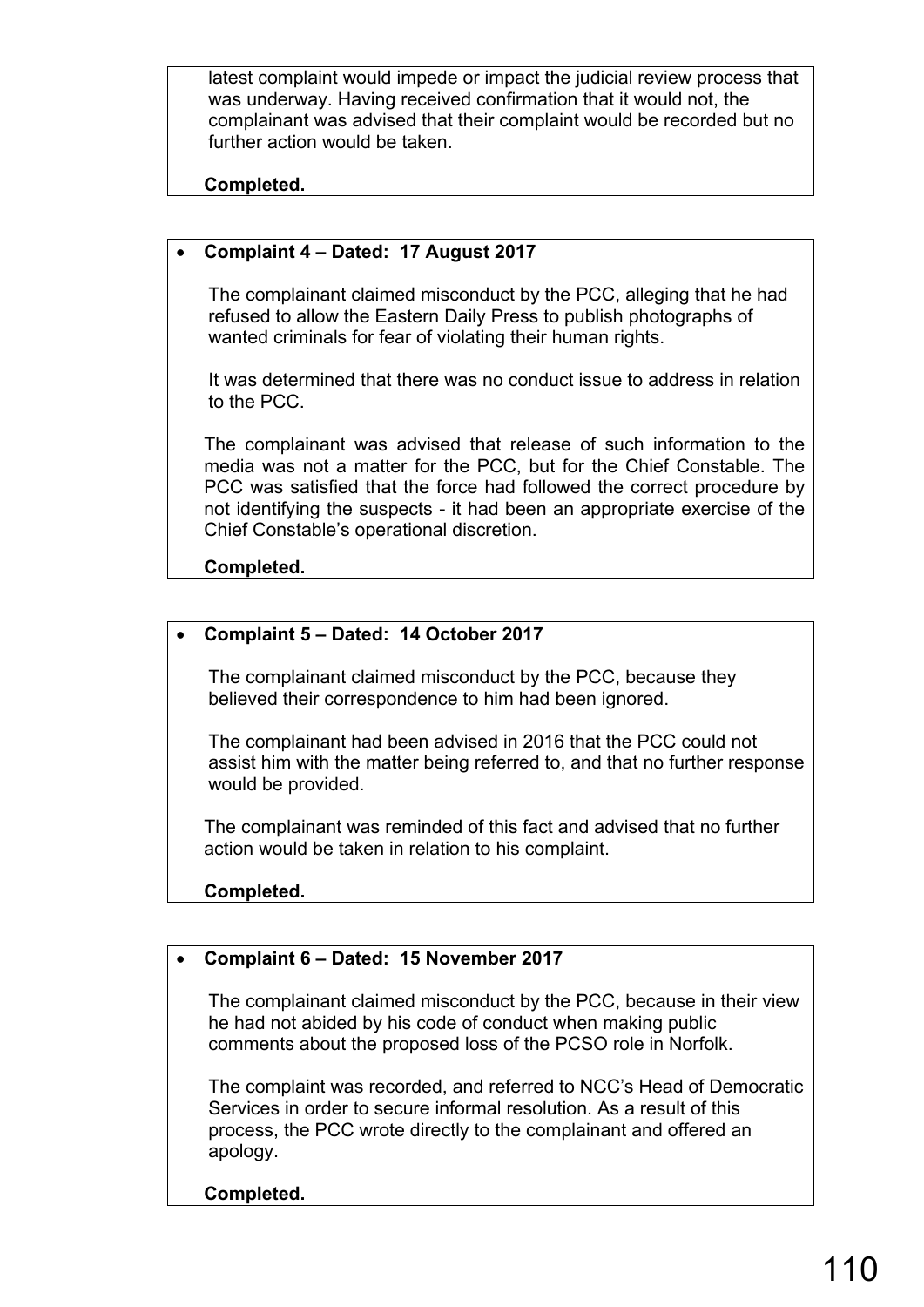latest complaint would impede or impact the judicial review process that was underway. Having received confirmation that it would not, the complainant was advised that their complaint would be recorded but no further action would be taken.

**Completed.**

- **Complaint 4 – Dated: 17 August 2017**

The complainant claimed misconduct by the PCC, alleging that he had refused to allow the Eastern Daily Press to publish photographs of wanted criminals for fear of violating their human rights.

It was determined that there was no conduct issue to address in relation to the PCC.

The complainant was advised that release of such information to the media was not a matter for the PCC, but for the Chief Constable. The PCC was satisfied that the force had followed the correct procedure by not identifying the suspects - it had been an appropriate exercise of the Chief Constable's operational discretion.

**Completed.**

- **Complaint 5 – Dated: 14 October 2017**

The complainant claimed misconduct by the PCC, because they believed their correspondence to him had been ignored.

The complainant had been advised in 2016 that the PCC could not assist him with the matter being referred to, and that no further response would be provided.

The complainant was reminded of this fact and advised that no further action would be taken in relation to his complaint.

**Completed.**

- **Complaint 6 – Dated: 15 November 2017**

The complainant claimed misconduct by the PCC, because in their view he had not abided by his code of conduct when making public comments about the proposed loss of the PCSO role in Norfolk.

The complaint was recorded, and referred to NCC's Head of Democratic Services in order to secure informal resolution. As a result of this process, the PCC wrote directly to the complainant and offered an apology.

**Completed.**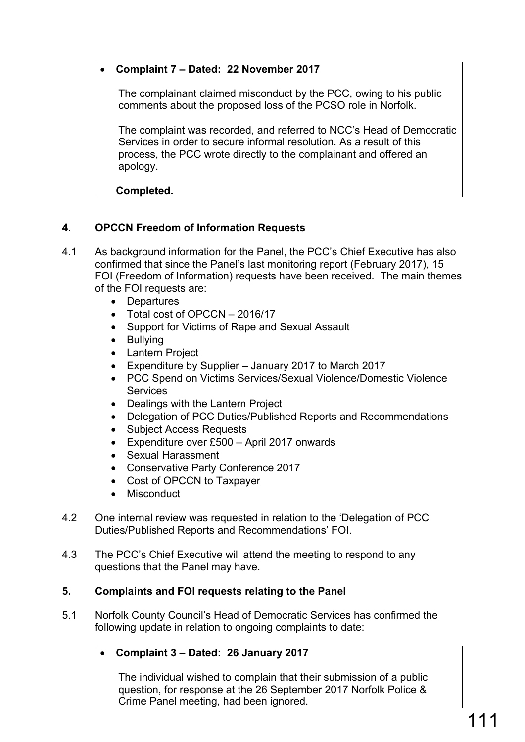- **Complaint 7 – Dated: 22 November 2017**

  The complainant claimed misconduct by the PCC, owing to his public comments about the proposed loss of the PCSO role in Norfolk.

  The complaint was recorded, and referred to NCC's Head of Democratic Services in order to secure informal resolution. As a result of this process, the PCC wrote directly to the complainant and offered an apology.

  **Completed.**

## 4. OPCCN Freedom of Information Requests

4.1 As background information for the Panel, the PCC's Chief Executive has also confirmed that since the Panel's last monitoring report (February 2017), 15 FOI (Freedom of Information) requests have been received. The main themes of the FOI requests are:

- Departures
- Total cost of OPCCN – 2016/17
- Support for Victims of Rape and Sexual Assault
- Bullying
- Lantern Project
- Expenditure by Supplier – January 2017 to March 2017
- PCC Spend on Victims Services/Sexual Violence/Domestic Violence Services
- Dealings with the Lantern Project
- Delegation of PCC Duties/Published Reports and Recommendations
- Subject Access Requests
- Expenditure over £500 – April 2017 onwards
- Sexual Harassment
- Conservative Party Conference 2017
- Cost of OPCCN to Taxpayer
- Misconduct

4.2 One internal review was requested in relation to the 'Delegation of PCC Duties/Published Reports and Recommendations' FOI.

4.3 The PCC's Chief Executive will attend the meeting to respond to any questions that the Panel may have.

## 5. Complaints and FOI requests relating to the Panel

5.1 Norfolk County Council's Head of Democratic Services has confirmed the following update in relation to ongoing complaints to date:

- **Complaint 3 – Dated: 26 January 2017**

  The individual wished to complain that their submission of a public question, for response at the 26 September 2017 Norfolk Police & Crime Panel meeting, had been ignored.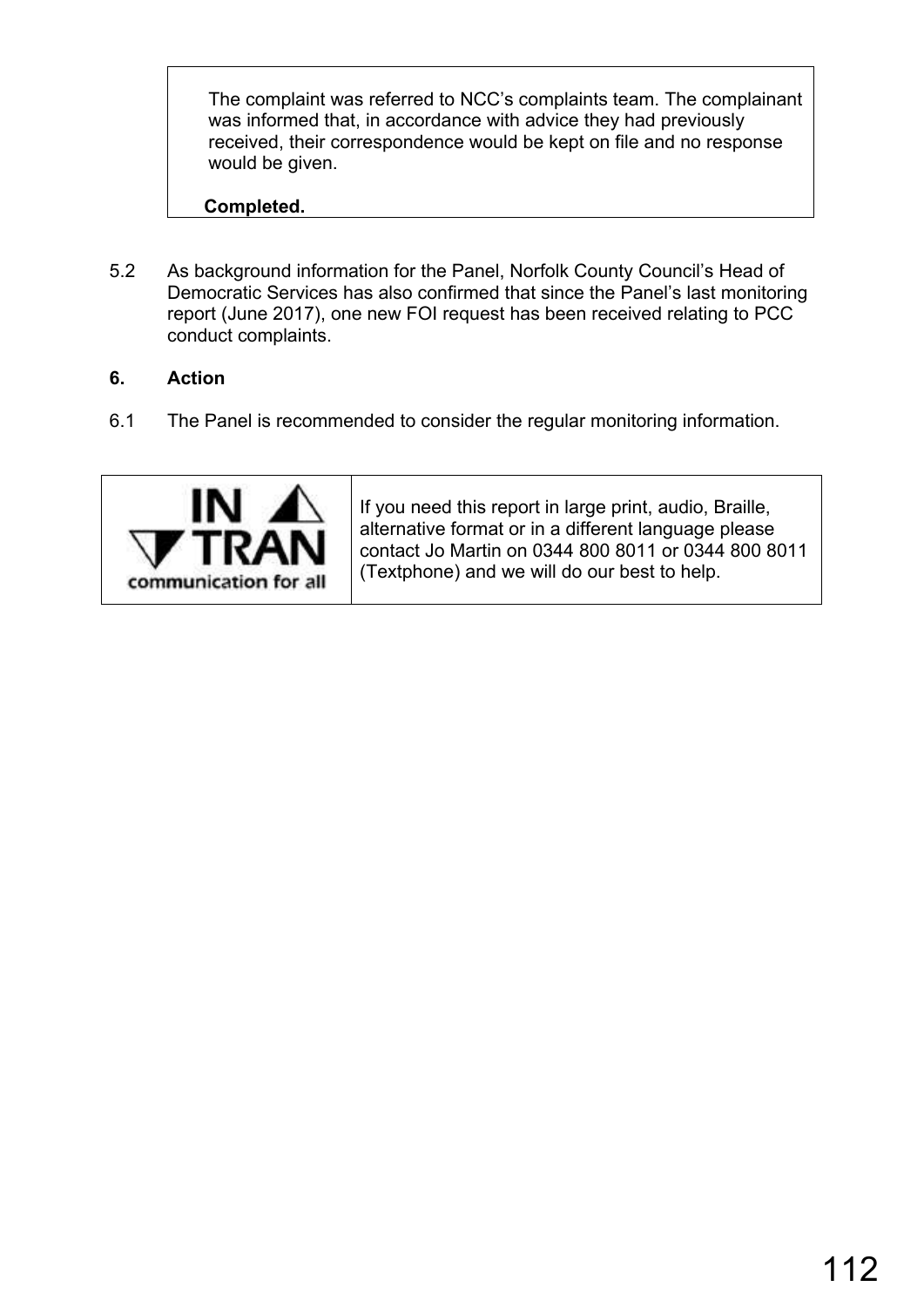| |
|---|
| The complaint was referred to NCC's complaints team. The complainant was informed that, in accordance with advice they had previously received, their correspondence would be kept on file and no response would be given.<br><br>**Completed.** |

5.2 As background information for the Panel, Norfolk County Council's Head of Democratic Services has also confirmed that since the Panel's last monitoring report (June 2017), one new FOI request has been received relating to PCC conduct complaints.

**6. Action**

6.1 The Panel is recommended to consider the regular monitoring information.

| | |
|---|---|
| IN TRAN communication for all | If you need this report in large print, audio, Braille, alternative format or in a different language please contact Jo Martin on 0344 800 8011 or 0344 800 8011 (Textphone) and we will do our best to help. |